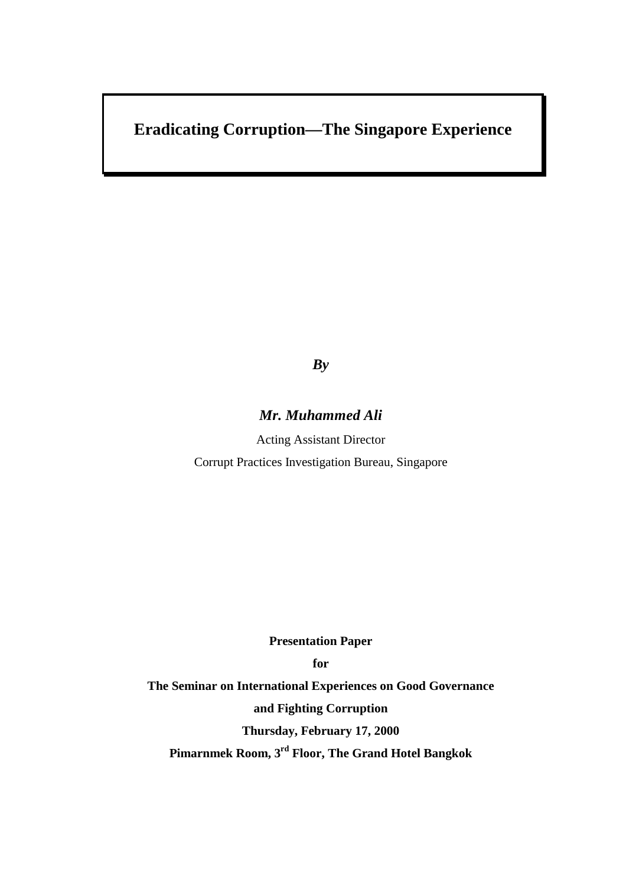# Eradicating Corruption—The Singapore Experience

***By***

***Mr. Muhammed Ali***

Acting Assistant Director

Corrupt Practices Investigation Bureau, Singapore

**Presentation Paper**

**for**

**The Seminar on International Experiences on Good Governance**

**and Fighting Corruption**

**Thursday, February 17, 2000**

**Pimarnmek Room, 3rd Floor, The Grand Hotel Bangkok**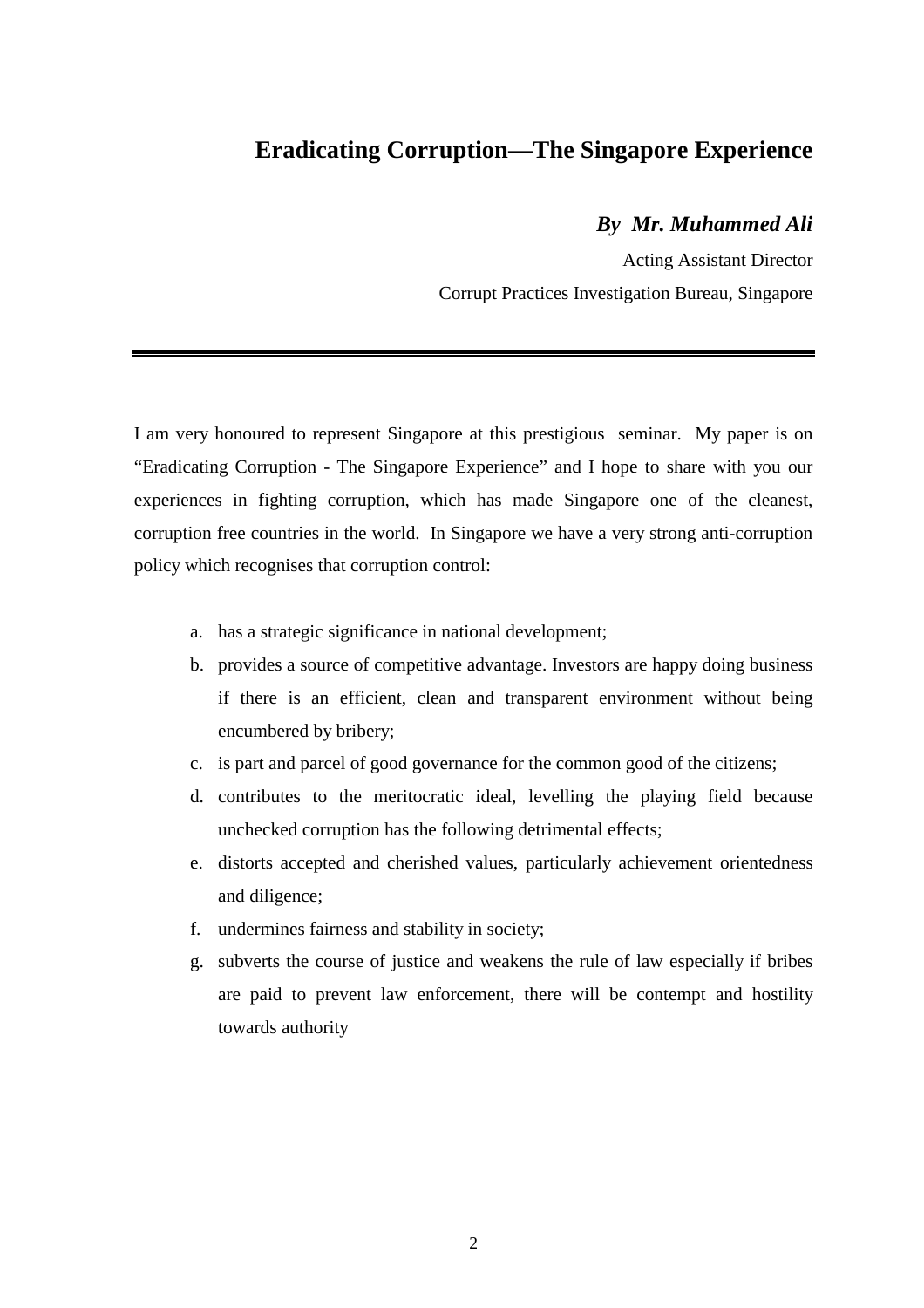# Eradicating Corruption—The Singapore Experience

***By Mr. Muhammed Ali***

Acting Assistant Director

Corrupt Practices Investigation Bureau, Singapore

---

I am very honoured to represent Singapore at this prestigious seminar. My paper is on "Eradicating Corruption - The Singapore Experience" and I hope to share with you our experiences in fighting corruption, which has made Singapore one of the cleanest, corruption free countries in the world. In Singapore we have a very strong anti-corruption policy which recognises that corruption control:

a. has a strategic significance in national development;
b. provides a source of competitive advantage. Investors are happy doing business if there is an efficient, clean and transparent environment without being encumbered by bribery;
c. is part and parcel of good governance for the common good of the citizens;
d. contributes to the meritocratic ideal, levelling the playing field because unchecked corruption has the following detrimental effects;
e. distorts accepted and cherished values, particularly achievement orientedness and diligence;
f. undermines fairness and stability in society;
g. subverts the course of justice and weakens the rule of law especially if bribes are paid to prevent law enforcement, there will be contempt and hostility towards authority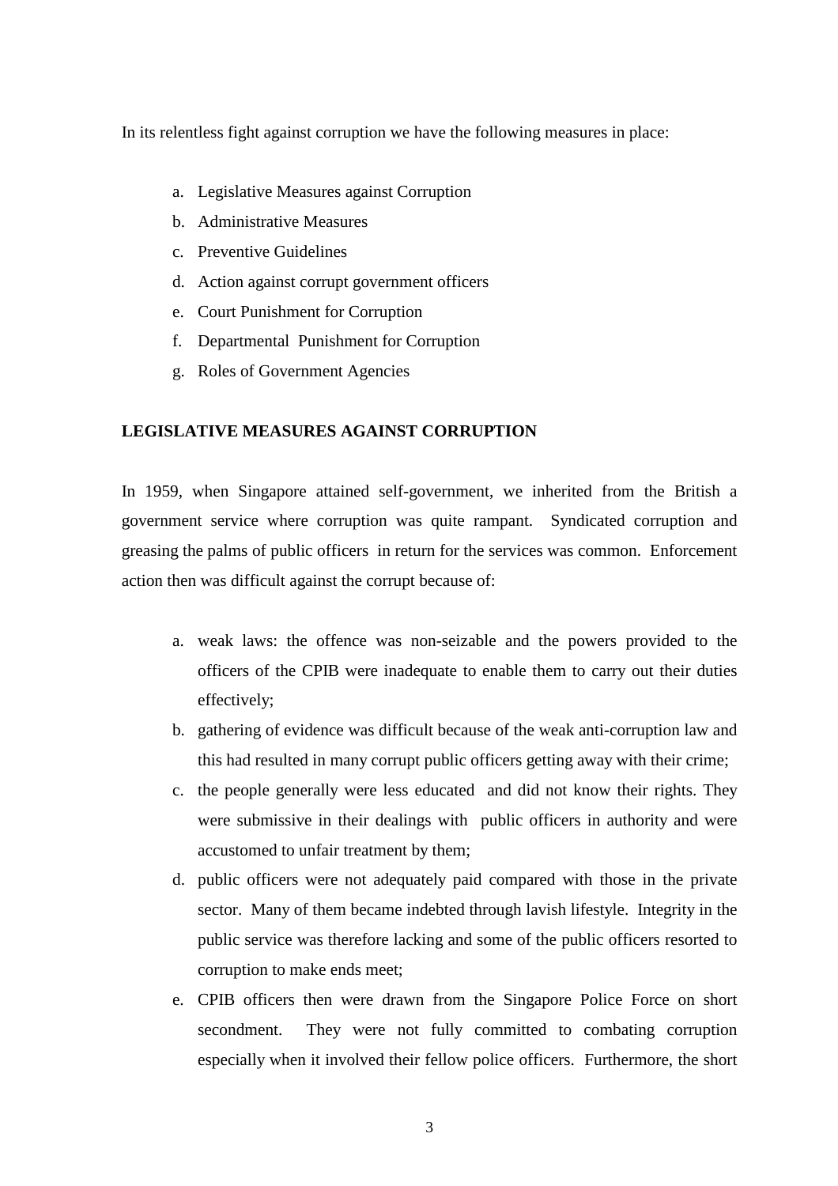In its relentless fight against corruption we have the following measures in place:

a. Legislative Measures against Corruption
b. Administrative Measures
c. Preventive Guidelines
d. Action against corrupt government officers
e. Court Punishment for Corruption
f. Departmental Punishment for Corruption
g. Roles of Government Agencies

**LEGISLATIVE MEASURES AGAINST CORRUPTION**

In 1959, when Singapore attained self-government, we inherited from the British a government service where corruption was quite rampant. Syndicated corruption and greasing the palms of public officers in return for the services was common. Enforcement action then was difficult against the corrupt because of:

a. weak laws: the offence was non-seizable and the powers provided to the officers of the CPIB were inadequate to enable them to carry out their duties effectively;
b. gathering of evidence was difficult because of the weak anti-corruption law and this had resulted in many corrupt public officers getting away with their crime;
c. the people generally were less educated and did not know their rights. They were submissive in their dealings with public officers in authority and were accustomed to unfair treatment by them;
d. public officers were not adequately paid compared with those in the private sector. Many of them became indebted through lavish lifestyle. Integrity in the public service was therefore lacking and some of the public officers resorted to corruption to make ends meet;
e. CPIB officers then were drawn from the Singapore Police Force on short secondment. They were not fully committed to combating corruption especially when it involved their fellow police officers. Furthermore, the short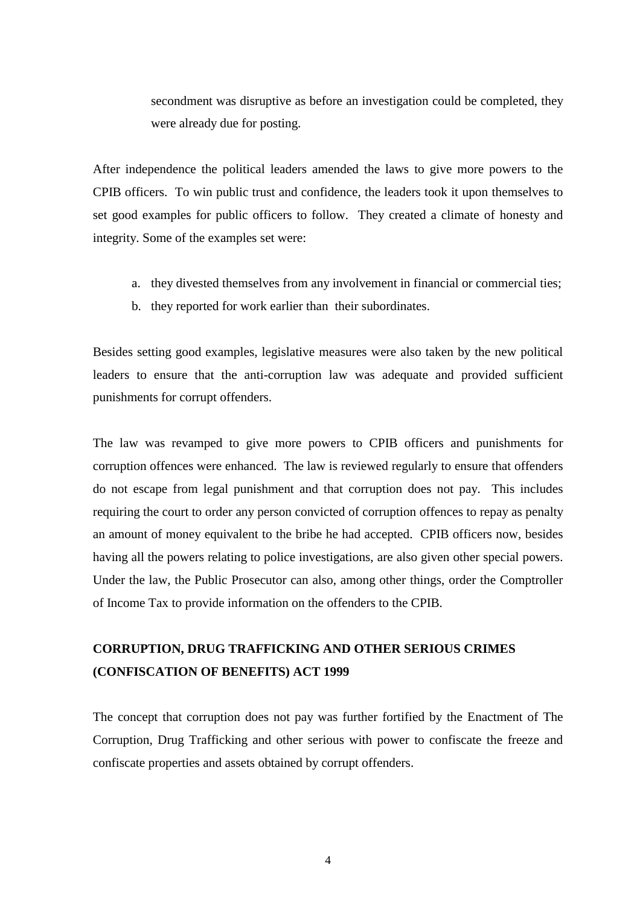secondment was disruptive as before an investigation could be completed, they were already due for posting.

After independence the political leaders amended the laws to give more powers to the CPIB officers. To win public trust and confidence, the leaders took it upon themselves to set good examples for public officers to follow. They created a climate of honesty and integrity. Some of the examples set were:

a. they divested themselves from any involvement in financial or commercial ties;
b. they reported for work earlier than their subordinates.

Besides setting good examples, legislative measures were also taken by the new political leaders to ensure that the anti-corruption law was adequate and provided sufficient punishments for corrupt offenders.

The law was revamped to give more powers to CPIB officers and punishments for corruption offences were enhanced. The law is reviewed regularly to ensure that offenders do not escape from legal punishment and that corruption does not pay. This includes requiring the court to order any person convicted of corruption offences to repay as penalty an amount of money equivalent to the bribe he had accepted. CPIB officers now, besides having all the powers relating to police investigations, are also given other special powers. Under the law, the Public Prosecutor can also, among other things, order the Comptroller of Income Tax to provide information on the offenders to the CPIB.

**CORRUPTION, DRUG TRAFFICKING AND OTHER SERIOUS CRIMES (CONFISCATION OF BENEFITS) ACT 1999**

The concept that corruption does not pay was further fortified by the Enactment of The Corruption, Drug Trafficking and other serious with power to confiscate the freeze and confiscate properties and assets obtained by corrupt offenders.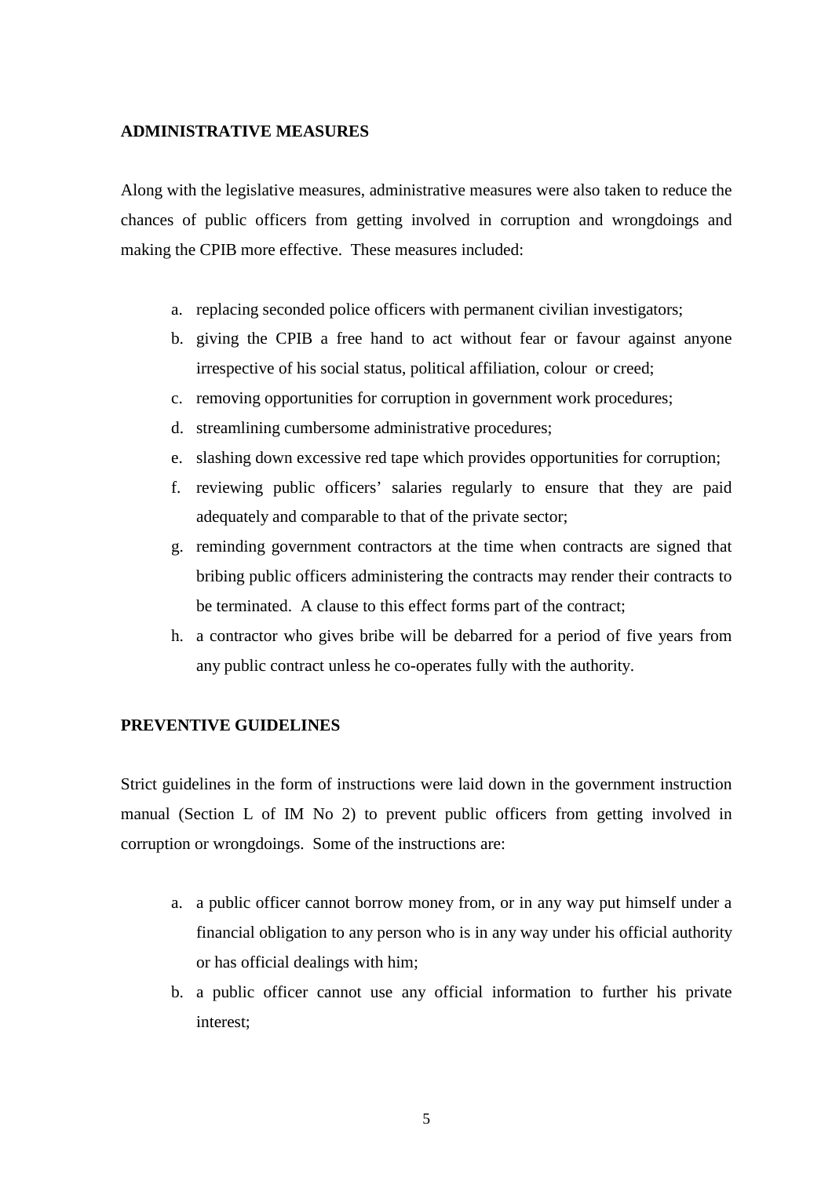**ADMINISTRATIVE MEASURES**

Along with the legislative measures, administrative measures were also taken to reduce the chances of public officers from getting involved in corruption and wrongdoings and making the CPIB more effective.  These measures included:

a. replacing seconded police officers with permanent civilian investigators;
b. giving the CPIB a free hand to act without fear or favour against anyone irrespective of his social status, political affiliation, colour  or creed;
c. removing opportunities for corruption in government work procedures;
d. streamlining cumbersome administrative procedures;
e. slashing down excessive red tape which provides opportunities for corruption;
f. reviewing public officers' salaries regularly to ensure that they are paid adequately and comparable to that of the private sector;
g. reminding government contractors at the time when contracts are signed that bribing public officers administering the contracts may render their contracts to be terminated.  A clause to this effect forms part of the contract;
h. a contractor who gives bribe will be debarred for a period of five years from any public contract unless he co-operates fully with the authority.

**PREVENTIVE GUIDELINES**

Strict guidelines in the form of instructions were laid down in the government instruction manual (Section L of IM No 2) to prevent public officers from getting involved in corruption or wrongdoings.  Some of the instructions are:

a. a public officer cannot borrow money from, or in any way put himself under a financial obligation to any person who is in any way under his official authority or has official dealings with him;
b. a public officer cannot use any official information to further his private interest;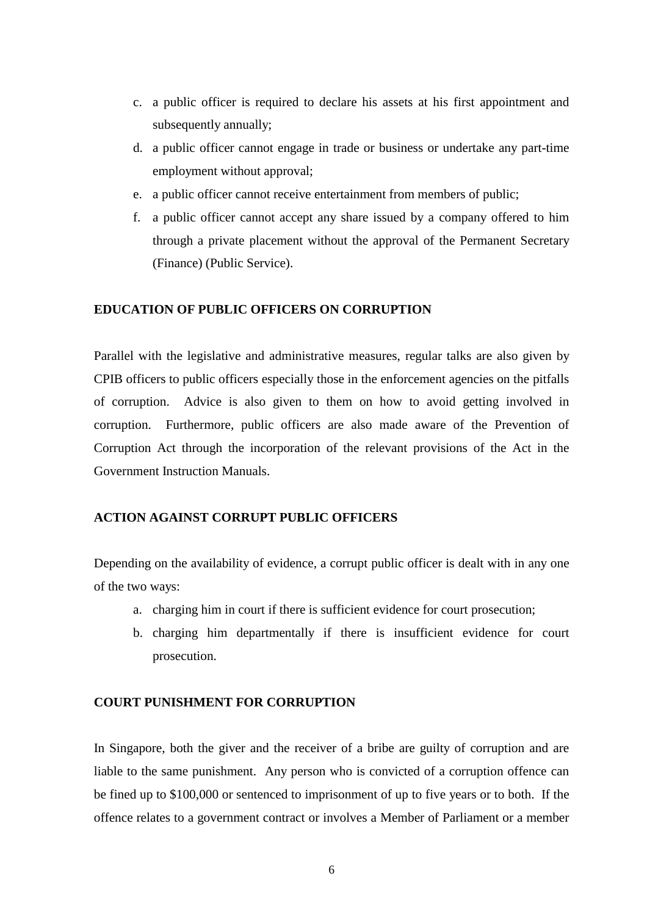c. a public officer is required to declare his assets at his first appointment and subsequently annually;
d. a public officer cannot engage in trade or business or undertake any part-time employment without approval;
e. a public officer cannot receive entertainment from members of public;
f. a public officer cannot accept any share issued by a company offered to him through a private placement without the approval of the Permanent Secretary (Finance) (Public Service).

**EDUCATION OF PUBLIC OFFICERS ON CORRUPTION**

Parallel with the legislative and administrative measures, regular talks are also given by CPIB officers to public officers especially those in the enforcement agencies on the pitfalls of corruption. Advice is also given to them on how to avoid getting involved in corruption. Furthermore, public officers are also made aware of the Prevention of Corruption Act through the incorporation of the relevant provisions of the Act in the Government Instruction Manuals.

**ACTION AGAINST CORRUPT PUBLIC OFFICERS**

Depending on the availability of evidence, a corrupt public officer is dealt with in any one of the two ways:

a. charging him in court if there is sufficient evidence for court prosecution;
b. charging him departmentally if there is insufficient evidence for court prosecution.

**COURT PUNISHMENT FOR CORRUPTION**

In Singapore, both the giver and the receiver of a bribe are guilty of corruption and are liable to the same punishment. Any person who is convicted of a corruption offence can be fined up to $100,000 or sentenced to imprisonment of up to five years or to both. If the offence relates to a government contract or involves a Member of Parliament or a member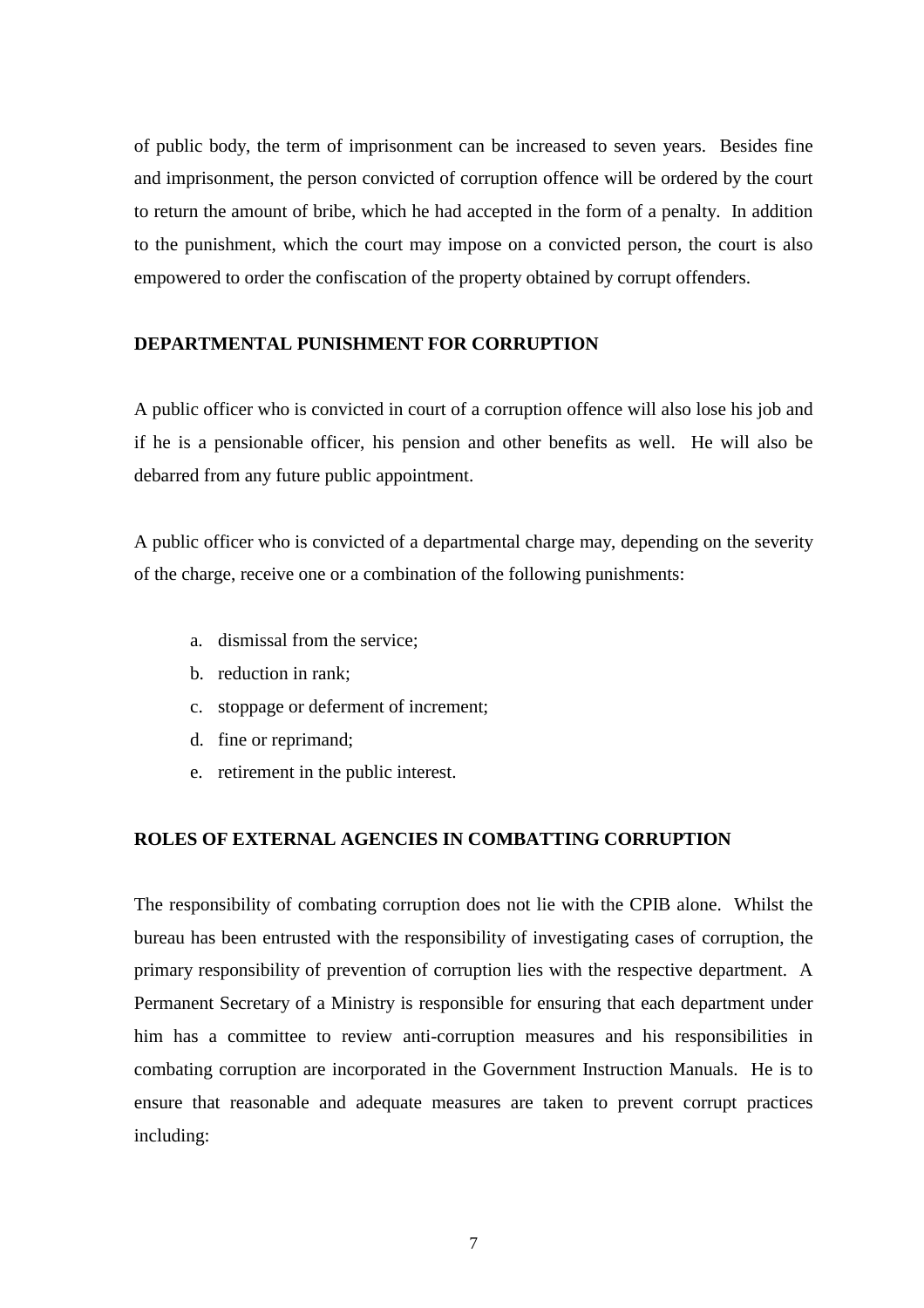of public body, the term of imprisonment can be increased to seven years. Besides fine and imprisonment, the person convicted of corruption offence will be ordered by the court to return the amount of bribe, which he had accepted in the form of a penalty. In addition to the punishment, which the court may impose on a convicted person, the court is also empowered to order the confiscation of the property obtained by corrupt offenders.

## DEPARTMENTAL PUNISHMENT FOR CORRUPTION

A public officer who is convicted in court of a corruption offence will also lose his job and if he is a pensionable officer, his pension and other benefits as well. He will also be debarred from any future public appointment.

A public officer who is convicted of a departmental charge may, depending on the severity of the charge, receive one or a combination of the following punishments:

a. dismissal from the service;
b. reduction in rank;
c. stoppage or deferment of increment;
d. fine or reprimand;
e. retirement in the public interest.

## ROLES OF EXTERNAL AGENCIES IN COMBATTING CORRUPTION

The responsibility of combating corruption does not lie with the CPIB alone. Whilst the bureau has been entrusted with the responsibility of investigating cases of corruption, the primary responsibility of prevention of corruption lies with the respective department. A Permanent Secretary of a Ministry is responsible for ensuring that each department under him has a committee to review anti-corruption measures and his responsibilities in combating corruption are incorporated in the Government Instruction Manuals. He is to ensure that reasonable and adequate measures are taken to prevent corrupt practices including: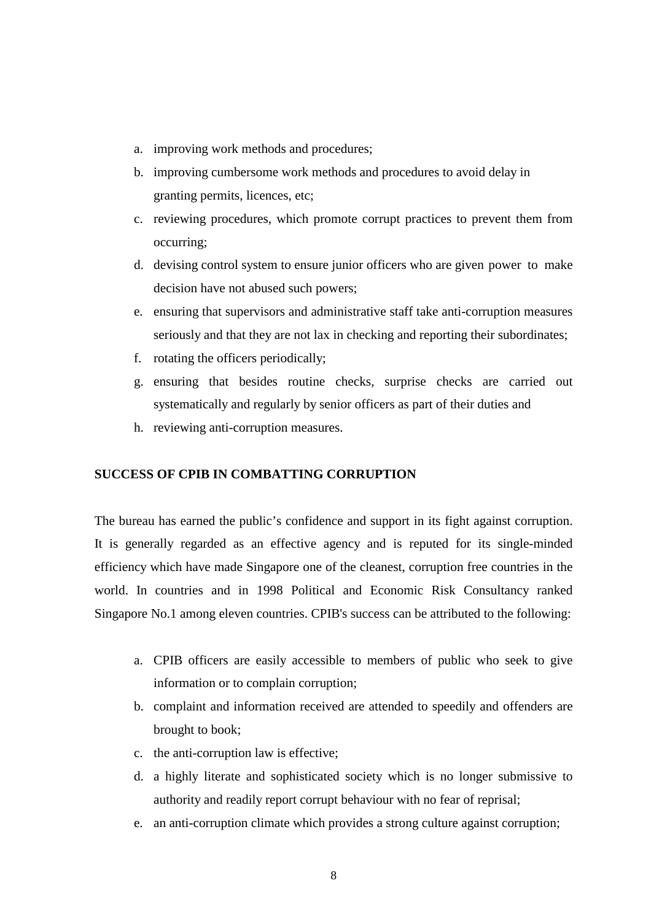a. improving work methods and procedures;
b. improving cumbersome work methods and procedures to avoid delay in granting permits, licences, etc;
c. reviewing procedures, which promote corrupt practices to prevent them from occurring;
d. devising control system to ensure junior officers who are given power to make decision have not abused such powers;
e. ensuring that supervisors and administrative staff take anti-corruption measures seriously and that they are not lax in checking and reporting their subordinates;
f. rotating the officers periodically;
g. ensuring that besides routine checks, surprise checks are carried out systematically and regularly by senior officers as part of their duties and
h. reviewing anti-corruption measures.

**SUCCESS OF CPIB IN COMBATTING CORRUPTION**

The bureau has earned the public's confidence and support in its fight against corruption. It is generally regarded as an effective agency and is reputed for its single-minded efficiency which have made Singapore one of the cleanest, corruption free countries in the world. In countries and in 1998 Political and Economic Risk Consultancy ranked Singapore No.1 among eleven countries. CPIB's success can be attributed to the following:

a. CPIB officers are easily accessible to members of public who seek to give information or to complain corruption;
b. complaint and information received are attended to speedily and offenders are brought to book;
c. the anti-corruption law is effective;
d. a highly literate and sophisticated society which is no longer submissive to authority and readily report corrupt behaviour with no fear of reprisal;
e. an anti-corruption climate which provides a strong culture against corruption;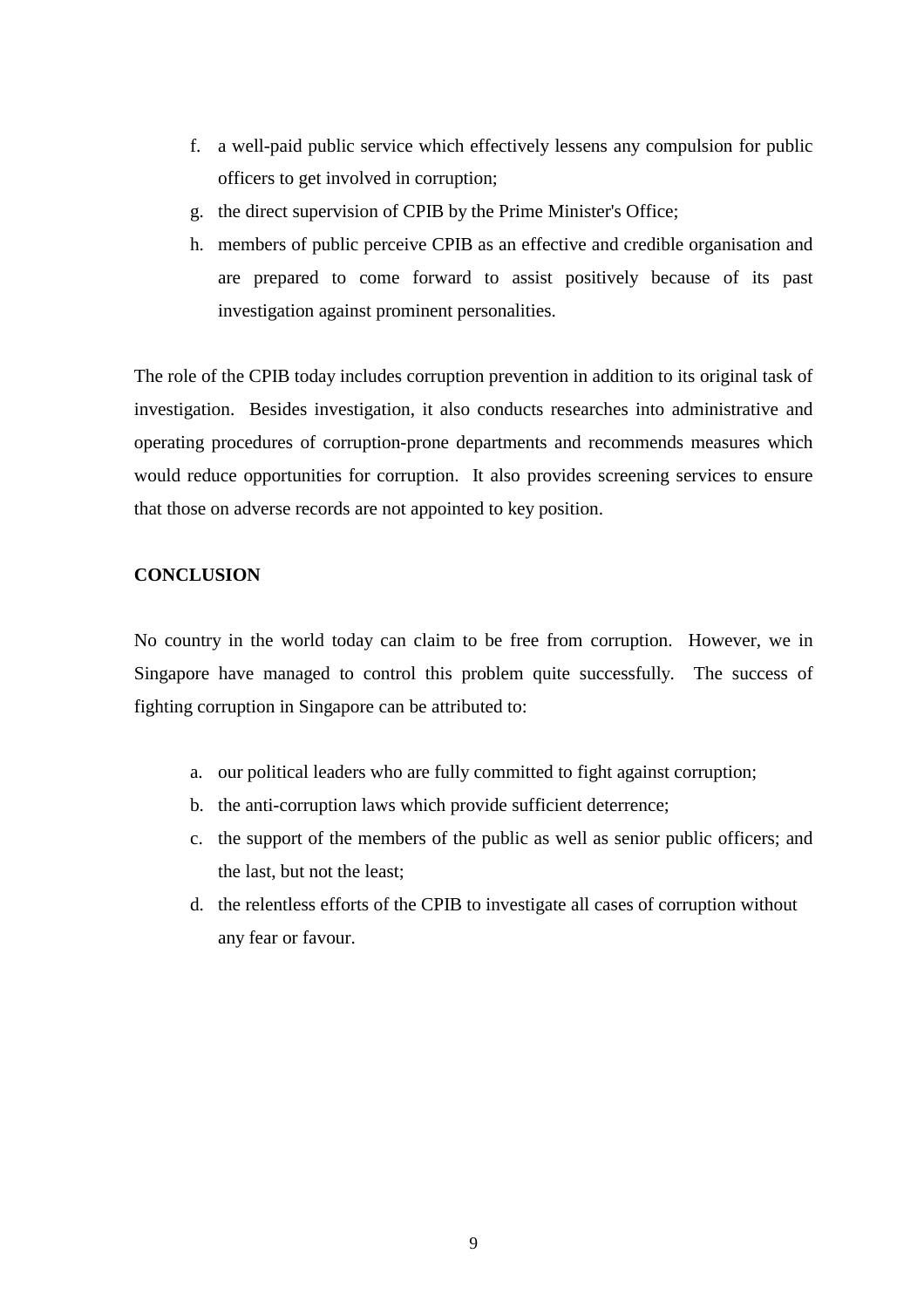f. a well-paid public service which effectively lessens any compulsion for public officers to get involved in corruption;
g. the direct supervision of CPIB by the Prime Minister's Office;
h. members of public perceive CPIB as an effective and credible organisation and are prepared to come forward to assist positively because of its past investigation against prominent personalities.

The role of the CPIB today includes corruption prevention in addition to its original task of investigation. Besides investigation, it also conducts researches into administrative and operating procedures of corruption-prone departments and recommends measures which would reduce opportunities for corruption. It also provides screening services to ensure that those on adverse records are not appointed to key position.

**CONCLUSION**

No country in the world today can claim to be free from corruption. However, we in Singapore have managed to control this problem quite successfully. The success of fighting corruption in Singapore can be attributed to:

a. our political leaders who are fully committed to fight against corruption;
b. the anti-corruption laws which provide sufficient deterrence;
c. the support of the members of the public as well as senior public officers; and the last, but not the least;
d. the relentless efforts of the CPIB to investigate all cases of corruption without any fear or favour.